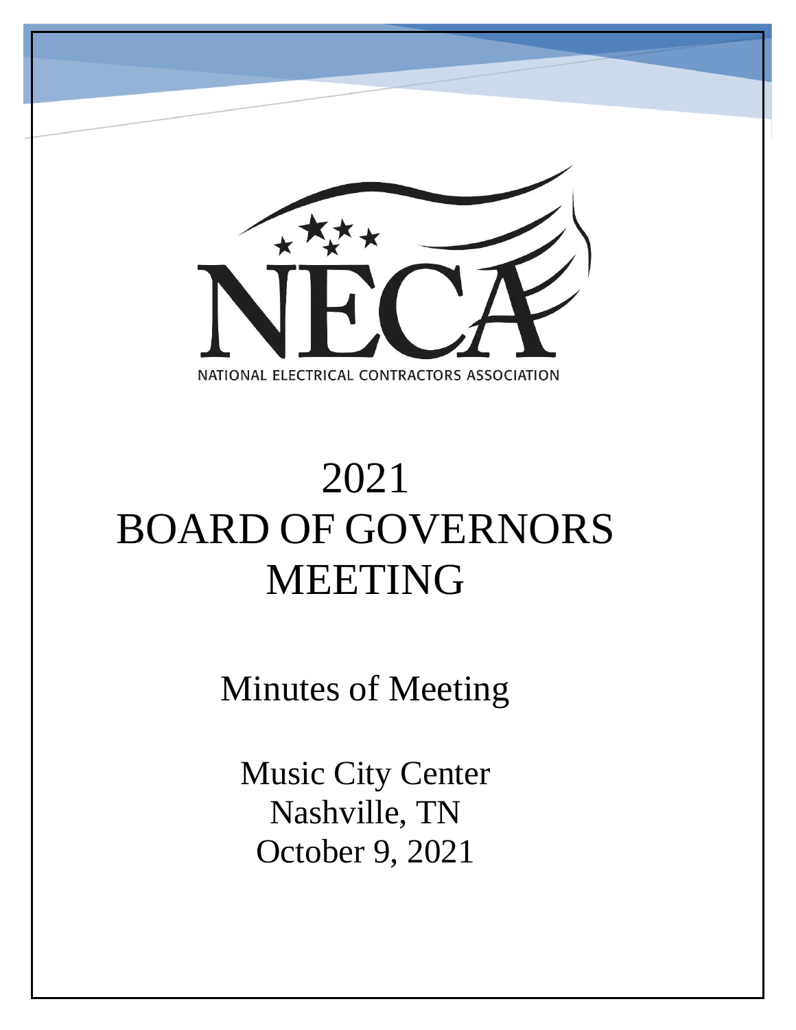NATIONAL ELECTRICAL CONTRACTORS ASSOCIATION

# 2021 BOARD OF GOVERNORS MEETING

## Minutes of Meeting

Music City Center
Nashville, TN
October 9, 2021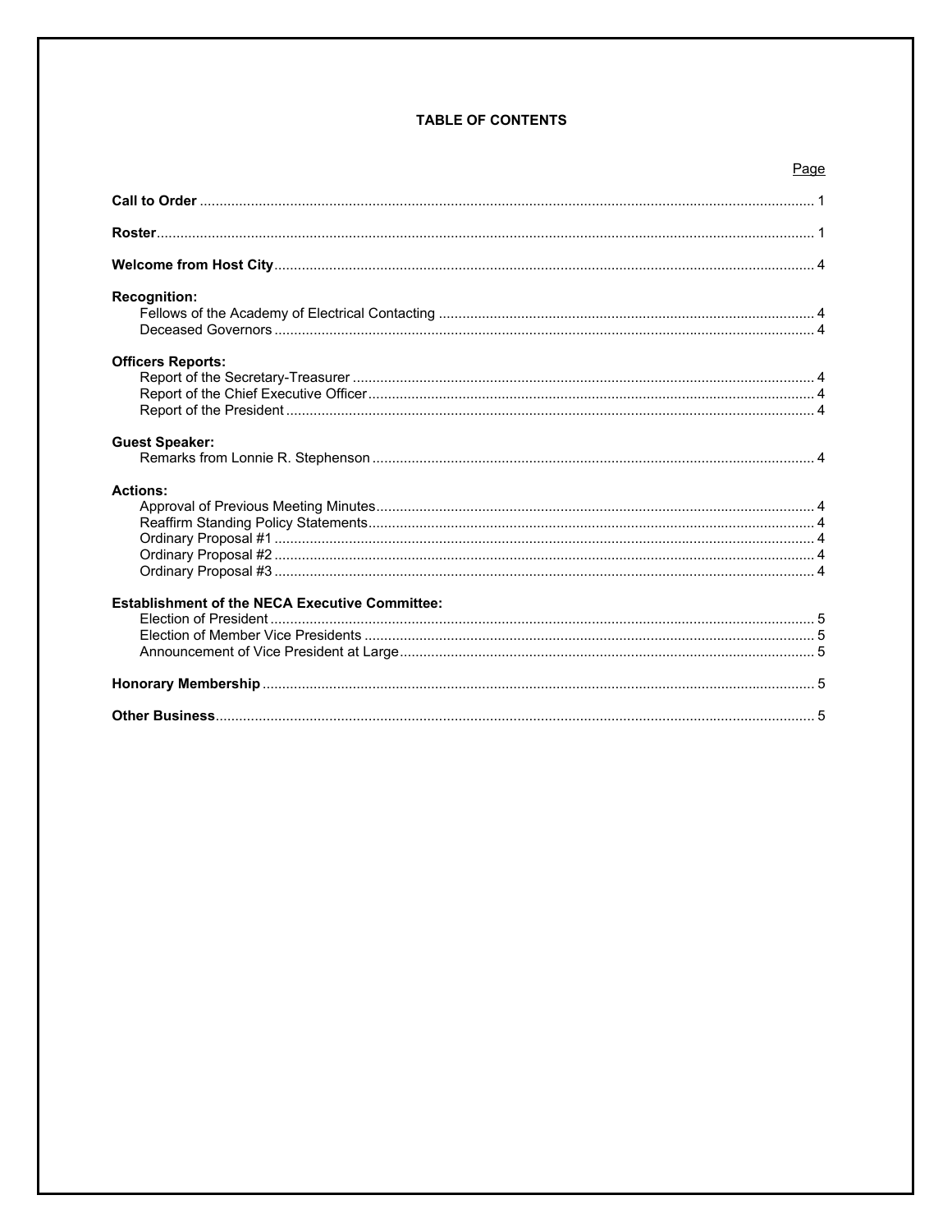## TABLE OF CONTENTS

| | Page |
|---|---|
| **Call to Order** | 1 |
| **Roster** | 1 |
| **Welcome from Host City** | 4 |
| **Recognition:** | |
| Fellows of the Academy of Electrical Contacting | 4 |
| Deceased Governors | 4 |
| **Officers Reports:** | |
| Report of the Secretary-Treasurer | 4 |
| Report of the Chief Executive Officer | 4 |
| Report of the President | 4 |
| **Guest Speaker:** | |
| Remarks from Lonnie R. Stephenson | 4 |
| **Actions:** | |
| Approval of Previous Meeting Minutes | 4 |
| Reaffirm Standing Policy Statements | 4 |
| Ordinary Proposal #1 | 4 |
| Ordinary Proposal #2 | 4 |
| Ordinary Proposal #3 | 4 |
| **Establishment of the NECA Executive Committee:** | |
| Election of President | 5 |
| Election of Member Vice Presidents | 5 |
| Announcement of Vice President at Large | 5 |
| **Honorary Membership** | 5 |
| **Other Business** | 5 |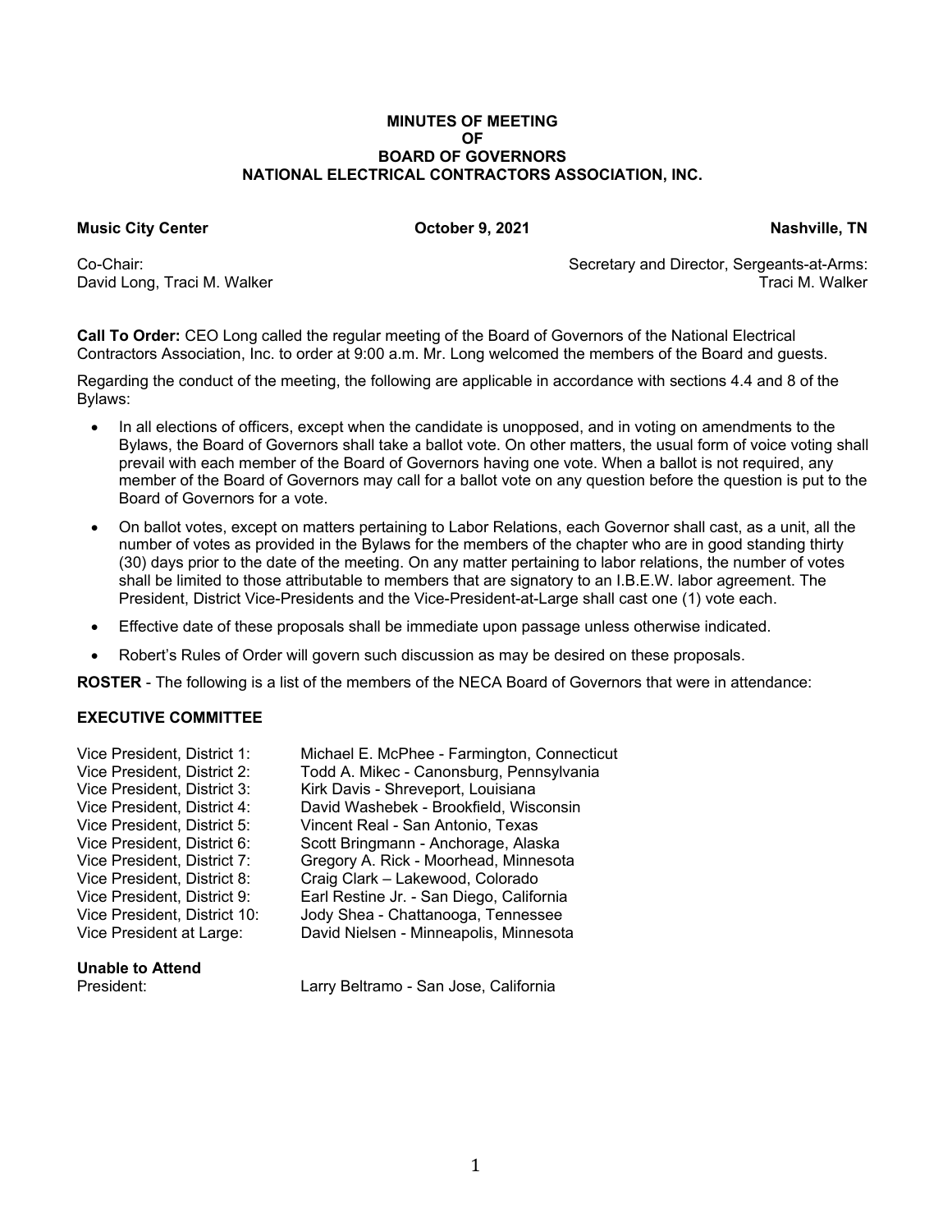**MINUTES OF MEETING**
**OF**
**BOARD OF GOVERNORS**
**NATIONAL ELECTRICAL CONTRACTORS ASSOCIATION, INC.**

**Music City Center** | **October 9, 2021** | **Nashville, TN**

Co-Chair:
David Long, Traci M. Walker

Secretary and Director, Sergeants-at-Arms:
Traci M. Walker

**Call To Order:** CEO Long called the regular meeting of the Board of Governors of the National Electrical Contractors Association, Inc. to order at 9:00 a.m. Mr. Long welcomed the members of the Board and guests.

Regarding the conduct of the meeting, the following are applicable in accordance with sections 4.4 and 8 of the Bylaws:

- In all elections of officers, except when the candidate is unopposed, and in voting on amendments to the Bylaws, the Board of Governors shall take a ballot vote. On other matters, the usual form of voice voting shall prevail with each member of the Board of Governors having one vote. When a ballot is not required, any member of the Board of Governors may call for a ballot vote on any question before the question is put to the Board of Governors for a vote.
- On ballot votes, except on matters pertaining to Labor Relations, each Governor shall cast, as a unit, all the number of votes as provided in the Bylaws for the members of the chapter who are in good standing thirty (30) days prior to the date of the meeting. On any matter pertaining to labor relations, the number of votes shall be limited to those attributable to members that are signatory to an I.B.E.W. labor agreement. The President, District Vice-Presidents and the Vice-President-at-Large shall cast one (1) vote each.
- Effective date of these proposals shall be immediate upon passage unless otherwise indicated.
- Robert's Rules of Order will govern such discussion as may be desired on these proposals.

**ROSTER** - The following is a list of the members of the NECA Board of Governors that were in attendance:

**EXECUTIVE COMMITTEE**

Vice President, District 1: Michael E. McPhee - Farmington, Connecticut
Vice President, District 2: Todd A. Mikec - Canonsburg, Pennsylvania
Vice President, District 3: Kirk Davis - Shreveport, Louisiana
Vice President, District 4: David Washebek - Brookfield, Wisconsin
Vice President, District 5: Vincent Real - San Antonio, Texas
Vice President, District 6: Scott Bringmann - Anchorage, Alaska
Vice President, District 7: Gregory A. Rick - Moorhead, Minnesota
Vice President, District 8: Craig Clark – Lakewood, Colorado
Vice President, District 9: Earl Restine Jr. - San Diego, California
Vice President, District 10: Jody Shea - Chattanooga, Tennessee
Vice President at Large: David Nielsen - Minneapolis, Minnesota

**Unable to Attend**
President: Larry Beltramo - San Jose, California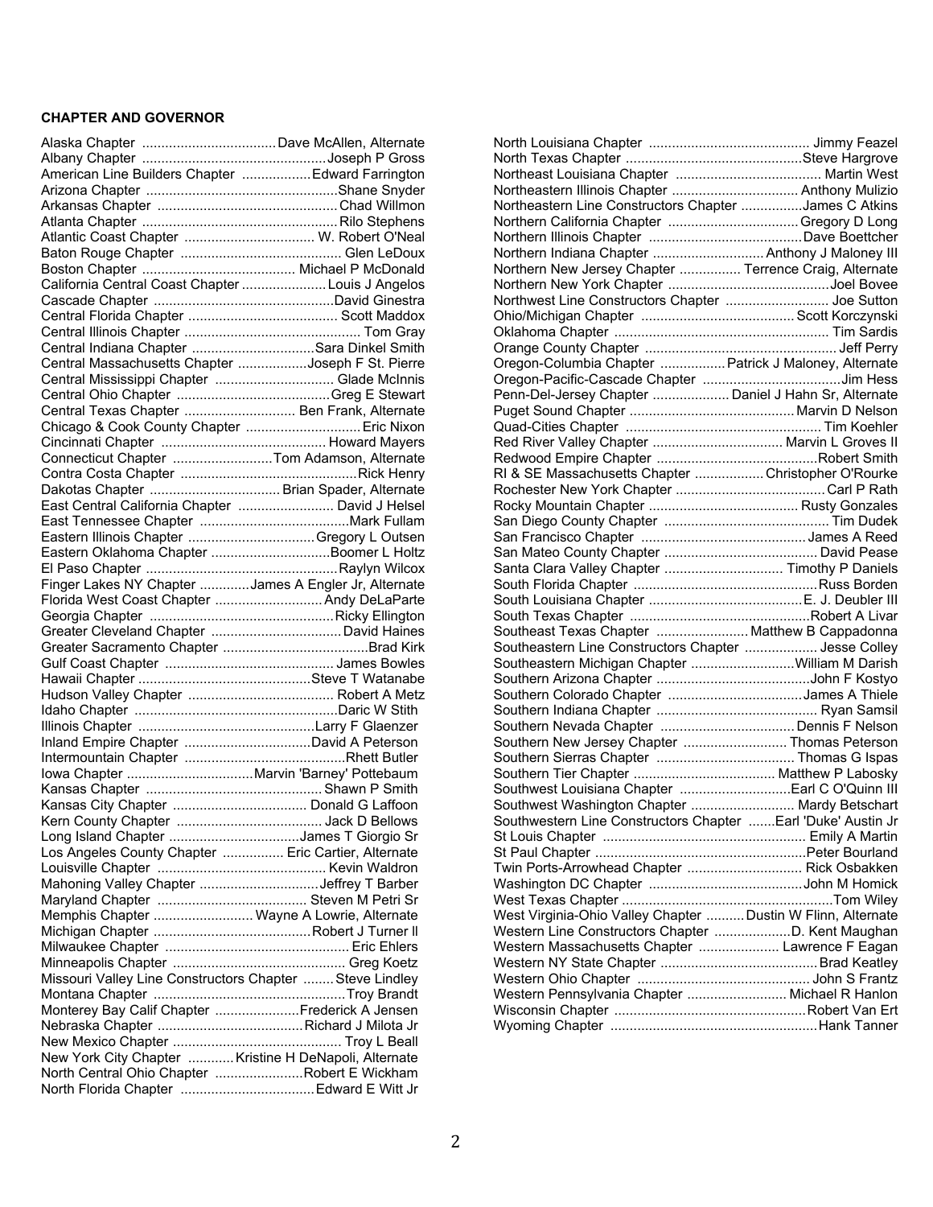**CHAPTER AND GOVERNOR**

Alaska Chapter ................................... Dave McAllen, Alternate
Albany Chapter ................................................ Joseph P Gross
American Line Builders Chapter .................. Edward Farrington
Arizona Chapter ................................................. Shane Snyder
Arkansas Chapter ............................................... Chad Willmon
Atlanta Chapter ................................................... Rilo Stephens
Atlantic Coast Chapter .................................. W. Robert O'Neal
Baton Rouge Chapter .......................................... Glen LeDoux
Boston Chapter ........................................ Michael P McDonald
California Central Coast Chapter ...................... Louis J Angelos
Cascade Chapter ............................................... David Ginestra
Central Florida Chapter ....................................... Scott Maddox
Central Illinois Chapter .............................................. Tom Gray
Central Indiana Chapter ................................ Sara Dinkel Smith
Central Massachusetts Chapter .................. Joseph F St. Pierre
Central Mississippi Chapter ............................... Glade McInnis
Central Ohio Chapter ........................................ Greg E Stewart
Central Texas Chapter ............................. Ben Frank, Alternate
Chicago & Cook County Chapter ............................. Eric Nixon
Cincinnati Chapter ........................................... Howard Mayers
Connecticut Chapter .......................... Tom Adamson, Alternate
Contra Costa Chapter ............................................. Rick Henry
Dakotas Chapter .................................. Brian Spader, Alternate
East Central California Chapter ......................... David J Helsel
East Tennessee Chapter ....................................... Mark Fullam
Eastern Illinois Chapter ................................. Gregory L Outsen
Eastern Oklahoma Chapter ............................... Boomer L Holtz
El Paso Chapter .................................................. Raylyn Wilcox
Finger Lakes NY Chapter ............. James A Engler Jr, Alternate
Florida West Coast Chapter ............................ Andy DeLaParte
Georgia Chapter ............................................... Ricky Ellington
Greater Cleveland Chapter .................................. David Haines
Greater Sacramento Chapter ...................................... Brad Kirk
Gulf Coast Chapter ........................................... James Bowles
Hawaii Chapter ............................................. Steve T Watanabe
Hudson Valley Chapter ...................................... Robert A Metz
Idaho Chapter .................................................... Daric W Stith
Illinois Chapter .............................................. Larry F Glaenzer
Inland Empire Chapter ................................. David A Peterson
Intermountain Chapter .......................................... Rhett Butler
Iowa Chapter ................................ Marvin 'Barney' Pottebaum
Kansas Chapter ............................................. Shawn P Smith
Kansas City Chapter ................................... Donald G Laffoon
Kern County Chapter ....................................... Jack D Bellows
Long Island Chapter .................................. James T Giorgio Sr
Los Angeles County Chapter ................ Eric Cartier, Alternate
Louisville Chapter ........................................... Kevin Waldron
Mahoning Valley Chapter ............................... Jeffrey T Barber
Maryland Chapter ....................................... Steven M Petri Sr
Memphis Chapter .......................... Wayne A Lowrie, Alternate
Michigan Chapter ........................................ Robert J Turner II
Milwaukee Chapter ................................................ Eric Ehlers
Minneapolis Chapter ............................................. Greg Koetz
Missouri Valley Line Constructors Chapter ........ Steve Lindley
Montana Chapter .................................................. Troy Brandt
Monterey Bay Calif Chapter ...................... Frederick A Jensen
Nebraska Chapter ...................................... Richard J Milota Jr
New Mexico Chapter ............................................ Troy L Beall
New York City Chapter ............ Kristine H DeNapoli, Alternate
North Central Ohio Chapter ....................... Robert E Wickham
North Florida Chapter ................................... Edward E Witt Jr
North Louisiana Chapter .......................................... Jimmy Feazel
North Texas Chapter .............................................. Steve Hargrove
Northeast Louisiana Chapter ...................................... Martin West
Northeastern Illinois Chapter ................................. Anthony Mulizio
Northeastern Line Constructors Chapter ................ James C Atkins
Northern California Chapter ................................. Gregory D Long
Northern Illinois Chapter ........................................ Dave Boettcher
Northern Indiana Chapter ............................. Anthony J Maloney III
Northern New Jersey Chapter ................ Terrence Craig, Alternate
Northern New York Chapter .......................................... Joel Bovee
Northwest Line Constructors Chapter ........................... Joe Sutton
Ohio/Michigan Chapter ........................................ Scott Korczynski
Oklahoma Chapter ........................................................ Tim Sardis
Orange County Chapter .................................................. Jeff Perry
Oregon-Columbia Chapter ................. Patrick J Maloney, Alternate
Oregon-Pacific-Cascade Chapter .................................... Jim Hess
Penn-Del-Jersey Chapter .................... Daniel J Hahn Sr, Alternate
Puget Sound Chapter ........................................... Marvin D Nelson
Quad-Cities Chapter .................................................. Tim Koehler
Red River Valley Chapter .................................. Marvin L Groves II
Redwood Empire Chapter .......................................... Robert Smith
RI & SE Massachusetts Chapter .................. Christopher O'Rourke
Rochester New York Chapter ....................................... Carl P Rath
Rocky Mountain Chapter ....................................... Rusty Gonzales
San Diego County Chapter ........................................... Tim Dudek
San Francisco Chapter ........................................... James A Reed
San Mateo County Chapter ........................................ David Pease
Santa Clara Valley Chapter ............................... Timothy P Daniels
South Florida Chapter ................................................ Russ Borden
South Louisiana Chapter ........................................ E. J. Deubler III
South Texas Chapter ............................................... Robert A Livar
Southeast Texas Chapter ........................ Matthew B Cappadonna
Southeastern Line Constructors Chapter ................... Jesse Colley
Southeastern Michigan Chapter ........................... William M Darish
Southern Arizona Chapter ........................................ John F Kostyo
Southern Colorado Chapter ................................... James A Thiele
Southern Indiana Chapter .......................................... Ryan Samsil
Southern Nevada Chapter ................................... Dennis F Nelson
Southern New Jersey Chapter ........................... Thomas Peterson
Southern Sierras Chapter .................................... Thomas G Ispas
Southern Tier Chapter ..................................... Matthew P Labosky
Southwest Louisiana Chapter ............................ Earl C O'Quinn III
Southwest Washington Chapter ........................... Mardy Betschart
Southwestern Line Constructors Chapter ....... Earl 'Duke' Austin Jr
St Louis Chapter ..................................................... Emily A Martin
St Paul Chapter ....................................................... Peter Bourland
Twin Ports-Arrowhead Chapter .............................. Rick Osbakken
Washington DC Chapter ........................................ John M Homick
West Texas Chapter ....................................................... Tom Wiley
West Virginia-Ohio Valley Chapter .......... Dustin W Flinn, Alternate
Western Line Constructors Chapter .................... D. Kent Maughan
Western Massachusetts Chapter ..................... Lawrence F Eagan
Western NY State Chapter ......................................... Brad Keatley
Western Ohio Chapter ............................................. John S Frantz
Western Pennsylvania Chapter .......................... Michael R Hanlon
Wisconsin Chapter .................................................. Robert Van Ert
Wyoming Chapter ...................................................... Hank Tanner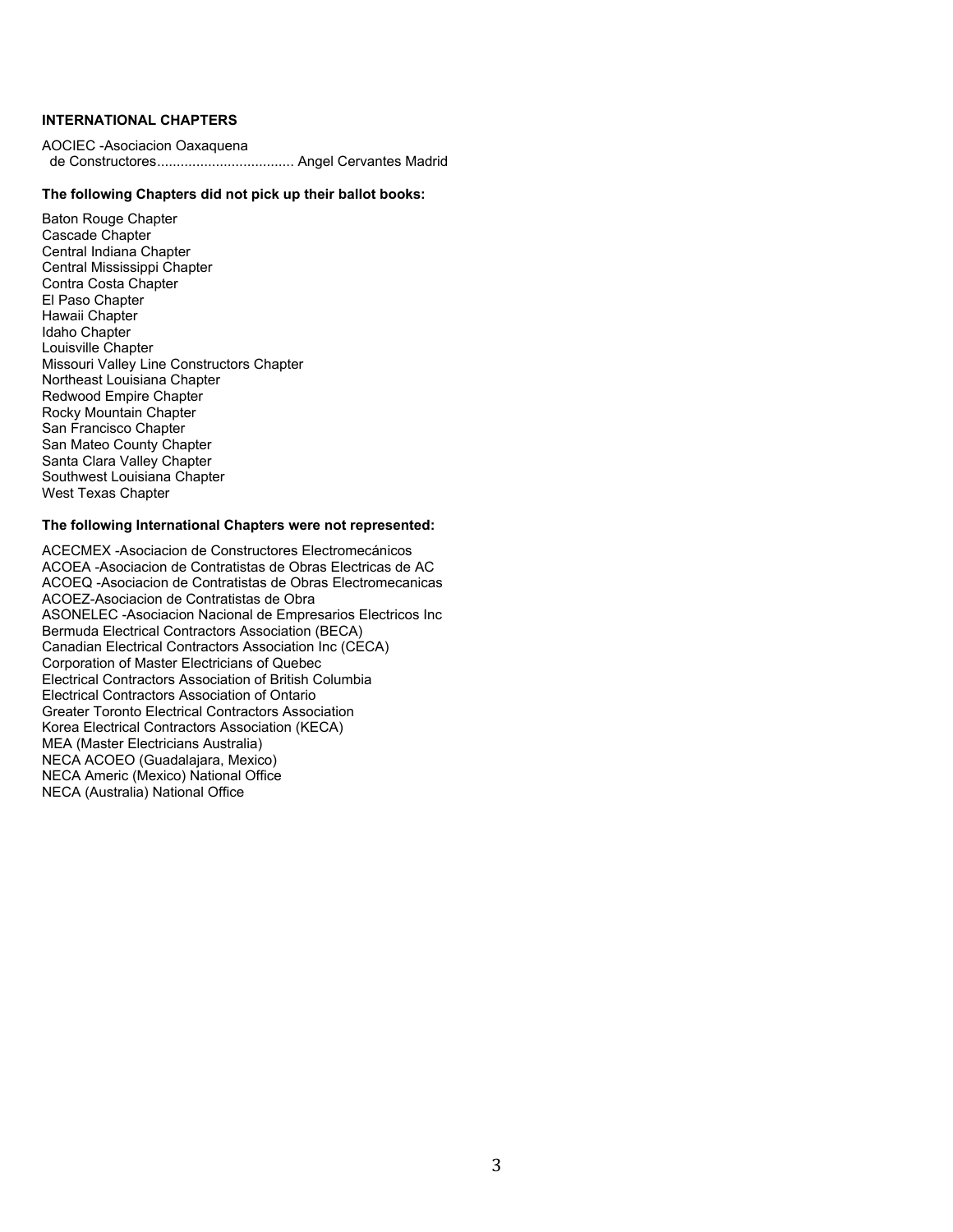**INTERNATIONAL CHAPTERS**

AOCIEC -Asociacion Oaxaquena
de Constructores................................... Angel Cervantes Madrid

**The following Chapters did not pick up their ballot books:**

Baton Rouge Chapter
Cascade Chapter
Central Indiana Chapter
Central Mississippi Chapter
Contra Costa Chapter
El Paso Chapter
Hawaii Chapter
Idaho Chapter
Louisville Chapter
Missouri Valley Line Constructors Chapter
Northeast Louisiana Chapter
Redwood Empire Chapter
Rocky Mountain Chapter
San Francisco Chapter
San Mateo County Chapter
Santa Clara Valley Chapter
Southwest Louisiana Chapter
West Texas Chapter

**The following International Chapters were not represented:**

ACECMEX -Asociacion de Constructores Electromecánicos
ACOEA -Asociacion de Contratistas de Obras Electricas de AC
ACOEQ -Asociacion de Contratistas de Obras Electromecanicas
ACOEZ-Asociacion de Contratistas de Obra
ASONELEC -Asociacion Nacional de Empresarios Electricos Inc
Bermuda Electrical Contractors Association (BECA)
Canadian Electrical Contractors Association Inc (CECA)
Corporation of Master Electricians of Quebec
Electrical Contractors Association of British Columbia
Electrical Contractors Association of Ontario
Greater Toronto Electrical Contractors Association
Korea Electrical Contractors Association (KECA)
MEA (Master Electricians Australia)
NECA ACOEO (Guadalajara, Mexico)
NECA Americ (Mexico) National Office
NECA (Australia) National Office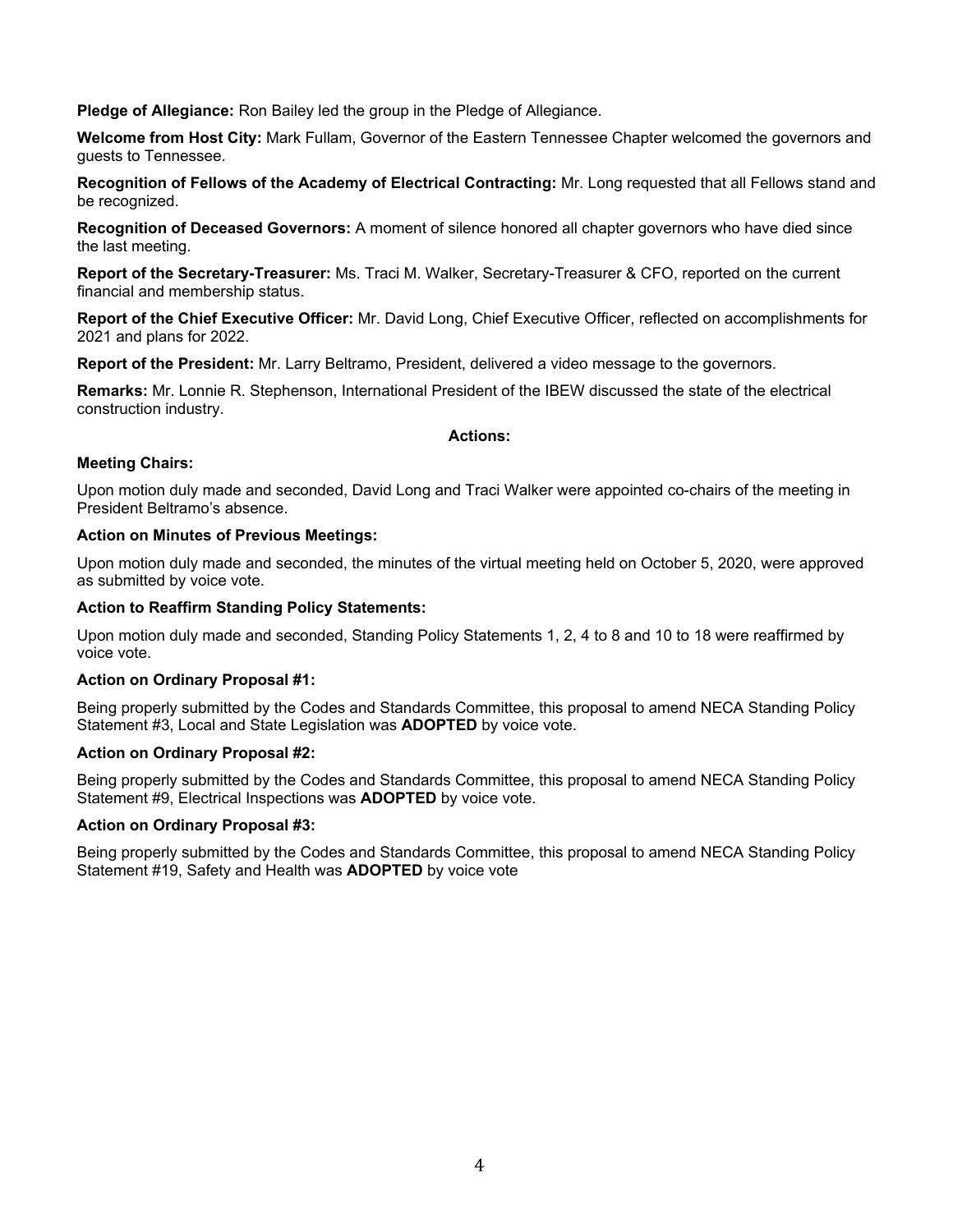**Pledge of Allegiance:** Ron Bailey led the group in the Pledge of Allegiance.

**Welcome from Host City:** Mark Fullam, Governor of the Eastern Tennessee Chapter welcomed the governors and guests to Tennessee.

**Recognition of Fellows of the Academy of Electrical Contracting:** Mr. Long requested that all Fellows stand and be recognized.

**Recognition of Deceased Governors:** A moment of silence honored all chapter governors who have died since the last meeting.

**Report of the Secretary-Treasurer:** Ms. Traci M. Walker, Secretary-Treasurer & CFO, reported on the current financial and membership status.

**Report of the Chief Executive Officer:** Mr. David Long, Chief Executive Officer, reflected on accomplishments for 2021 and plans for 2022.

**Report of the President:** Mr. Larry Beltramo, President, delivered a video message to the governors.

**Remarks:** Mr. Lonnie R. Stephenson, International President of the IBEW discussed the state of the electrical construction industry.

**Actions:**

**Meeting Chairs:**

Upon motion duly made and seconded, David Long and Traci Walker were appointed co-chairs of the meeting in President Beltramo's absence.

**Action on Minutes of Previous Meetings:**

Upon motion duly made and seconded, the minutes of the virtual meeting held on October 5, 2020, were approved as submitted by voice vote.

**Action to Reaffirm Standing Policy Statements:**

Upon motion duly made and seconded, Standing Policy Statements 1, 2, 4 to 8 and 10 to 18 were reaffirmed by voice vote.

**Action on Ordinary Proposal #1:**

Being properly submitted by the Codes and Standards Committee, this proposal to amend NECA Standing Policy Statement #3, Local and State Legislation was **ADOPTED** by voice vote.

**Action on Ordinary Proposal #2:**

Being properly submitted by the Codes and Standards Committee, this proposal to amend NECA Standing Policy Statement #9, Electrical Inspections was **ADOPTED** by voice vote.

**Action on Ordinary Proposal #3:**

Being properly submitted by the Codes and Standards Committee, this proposal to amend NECA Standing Policy Statement #19, Safety and Health was **ADOPTED** by voice vote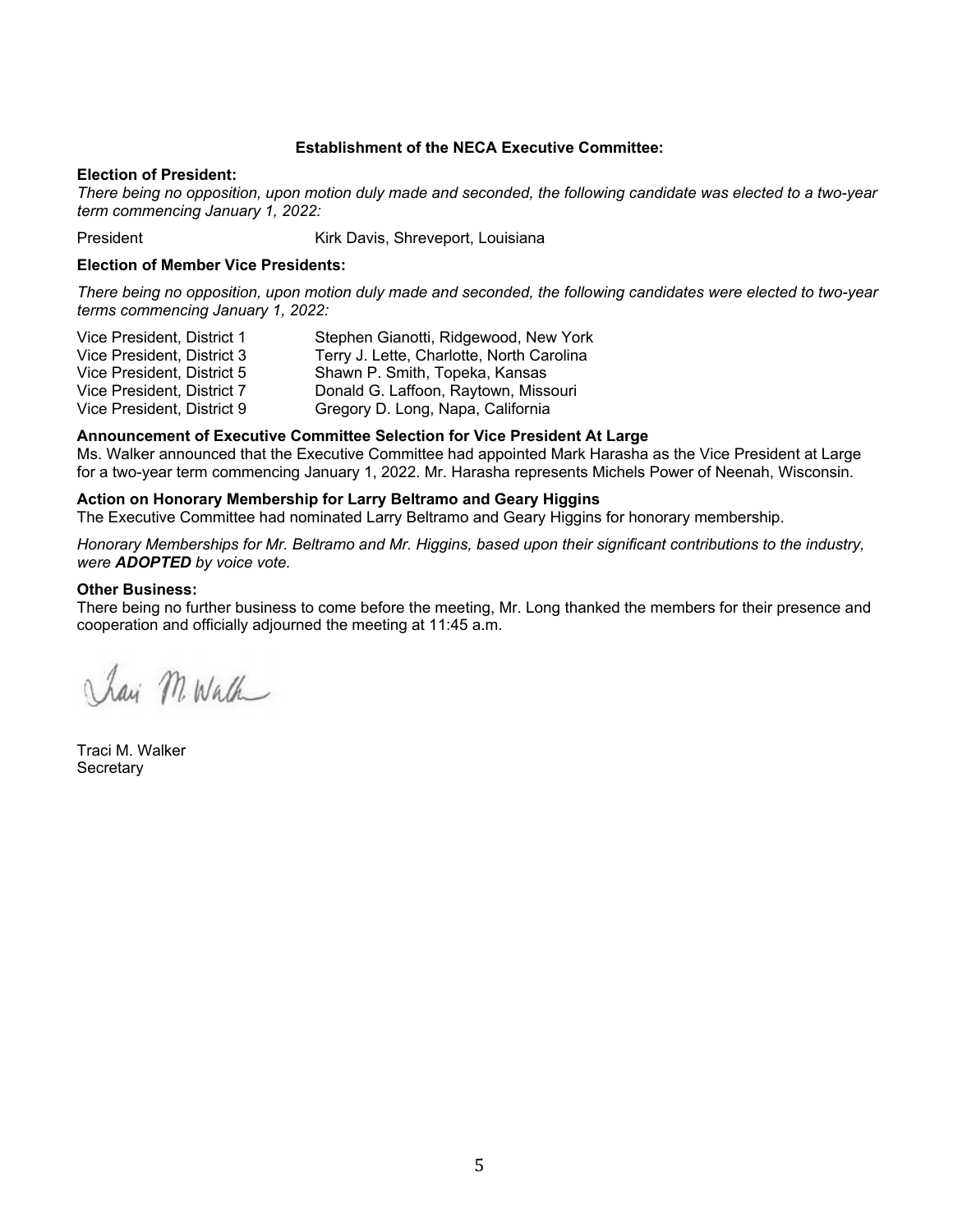**Establishment of the NECA Executive Committee:**

**Election of President:**

*There being no opposition, upon motion duly made and seconded, the following candidate was elected to a two-year term commencing January 1, 2022:*

| | |
|---|---|
| President | Kirk Davis, Shreveport, Louisiana |

**Election of Member Vice Presidents:**

*There being no opposition, upon motion duly made and seconded, the following candidates were elected to two-year terms commencing January 1, 2022:*

| | |
|---|---|
| Vice President, District 1 | Stephen Gianotti, Ridgewood, New York |
| Vice President, District 3 | Terry J. Lette, Charlotte, North Carolina |
| Vice President, District 5 | Shawn P. Smith, Topeka, Kansas |
| Vice President, District 7 | Donald G. Laffoon, Raytown, Missouri |
| Vice President, District 9 | Gregory D. Long, Napa, California |

**Announcement of Executive Committee Selection for Vice President At Large**

Ms. Walker announced that the Executive Committee had appointed Mark Harasha as the Vice President at Large for a two-year term commencing January 1, 2022. Mr. Harasha represents Michels Power of Neenah, Wisconsin.

**Action on Honorary Membership for Larry Beltramo and Geary Higgins**

The Executive Committee had nominated Larry Beltramo and Geary Higgins for honorary membership.

*Honorary Memberships for Mr. Beltramo and Mr. Higgins, based upon their significant contributions to the industry, were* ***ADOPTED*** *by voice vote.*

**Other Business:**

There being no further business to come before the meeting, Mr. Long thanked the members for their presence and cooperation and officially adjourned the meeting at 11:45 a.m.

Traci M. Walker
Secretary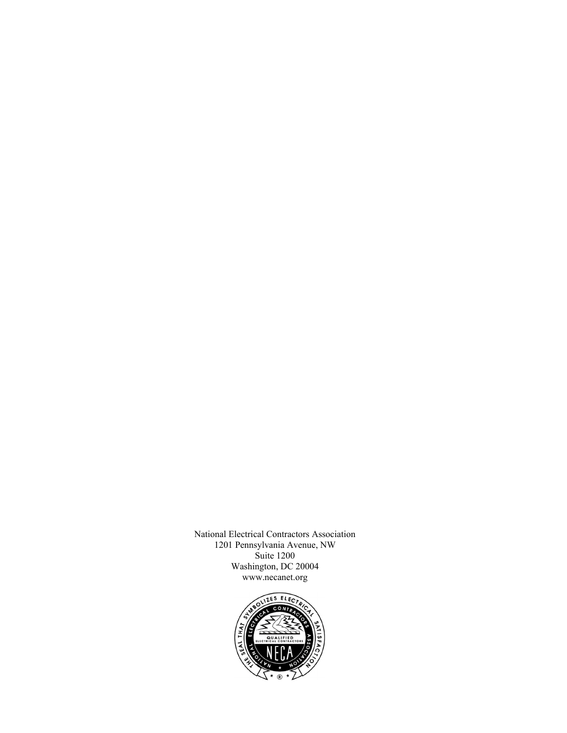National Electrical Contractors Association
1201 Pennsylvania Avenue, NW
Suite 1200
Washington, DC 20004
www.necanet.org